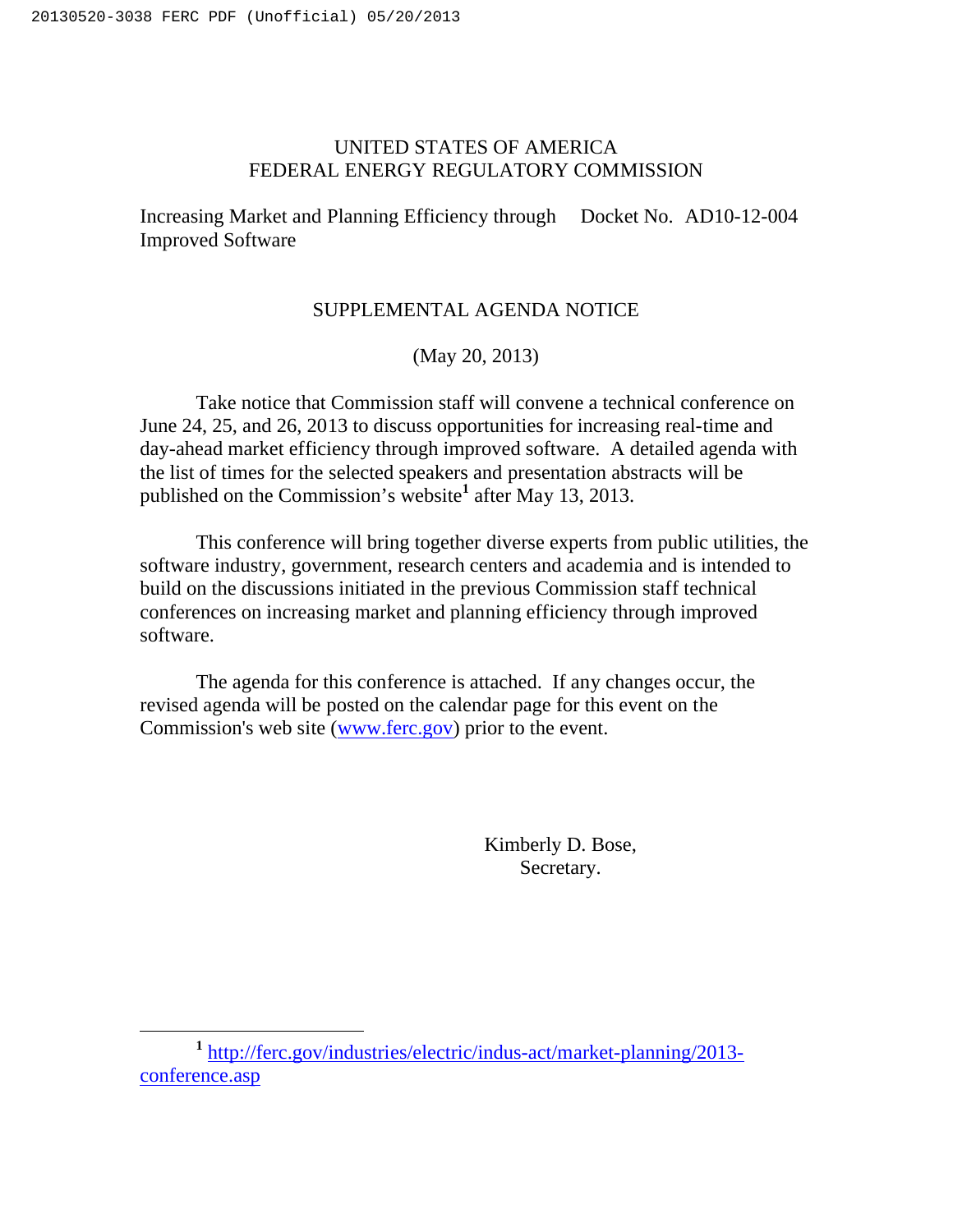UNITED STATES OF AMERICA
FEDERAL ENERGY REGULATORY COMMISSION

Increasing Market and Planning Efficiency through Improved Software — Docket No. AD10-12-004

SUPPLEMENTAL AGENDA NOTICE

(May 20, 2013)

Take notice that Commission staff will convene a technical conference on June 24, 25, and 26, 2013 to discuss opportunities for increasing real-time and day-ahead market efficiency through improved software. A detailed agenda with the list of times for the selected speakers and presentation abstracts will be published on the Commission's website[1] after May 13, 2013.

This conference will bring together diverse experts from public utilities, the software industry, government, research centers and academia and is intended to build on the discussions initiated in the previous Commission staff technical conferences on increasing market and planning efficiency through improved software.

The agenda for this conference is attached. If any changes occur, the revised agenda will be posted on the calendar page for this event on the Commission's web site (www.ferc.gov) prior to the event.

Kimberly D. Bose,
Secretary.

---

[1] http://ferc.gov/industries/electric/indus-act/market-planning/2013-conference.asp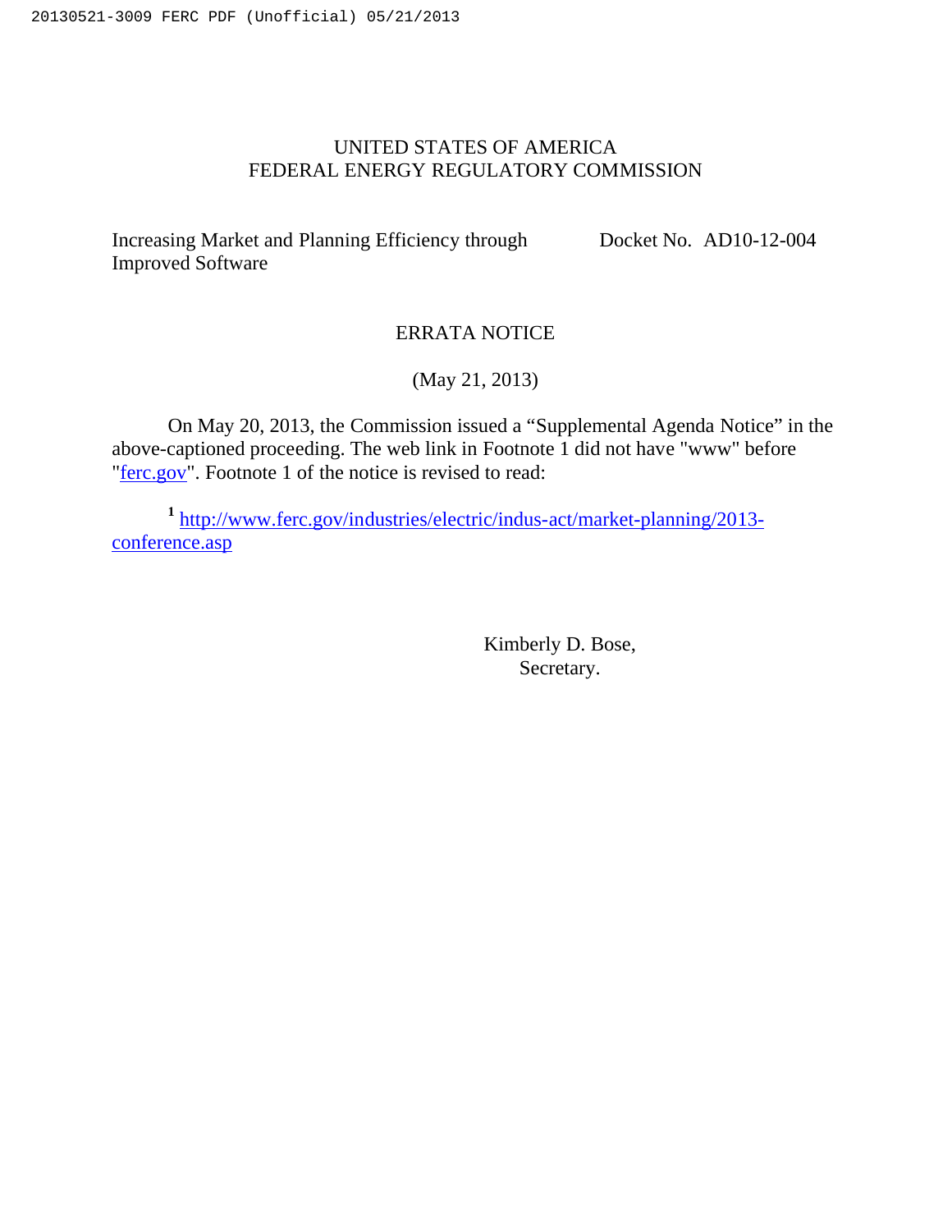UNITED STATES OF AMERICA
FEDERAL ENERGY REGULATORY COMMISSION

Increasing Market and Planning Efficiency through Improved Software — Docket No. AD10-12-004

ERRATA NOTICE

(May 21, 2013)

On May 20, 2013, the Commission issued a "Supplemental Agenda Notice" in the above-captioned proceeding. The web link in Footnote 1 did not have "www" before "ferc.gov". Footnote 1 of the notice is revised to read:

[1] http://www.ferc.gov/industries/electric/indus-act/market-planning/2013-conference.asp

Kimberly D. Bose,
Secretary.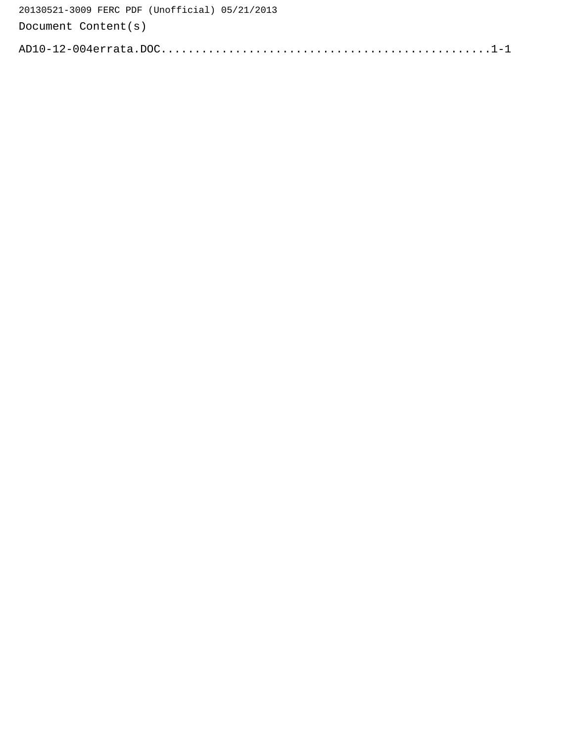Document Content(s)

AD10-12-004errata.DOC...............................................1-1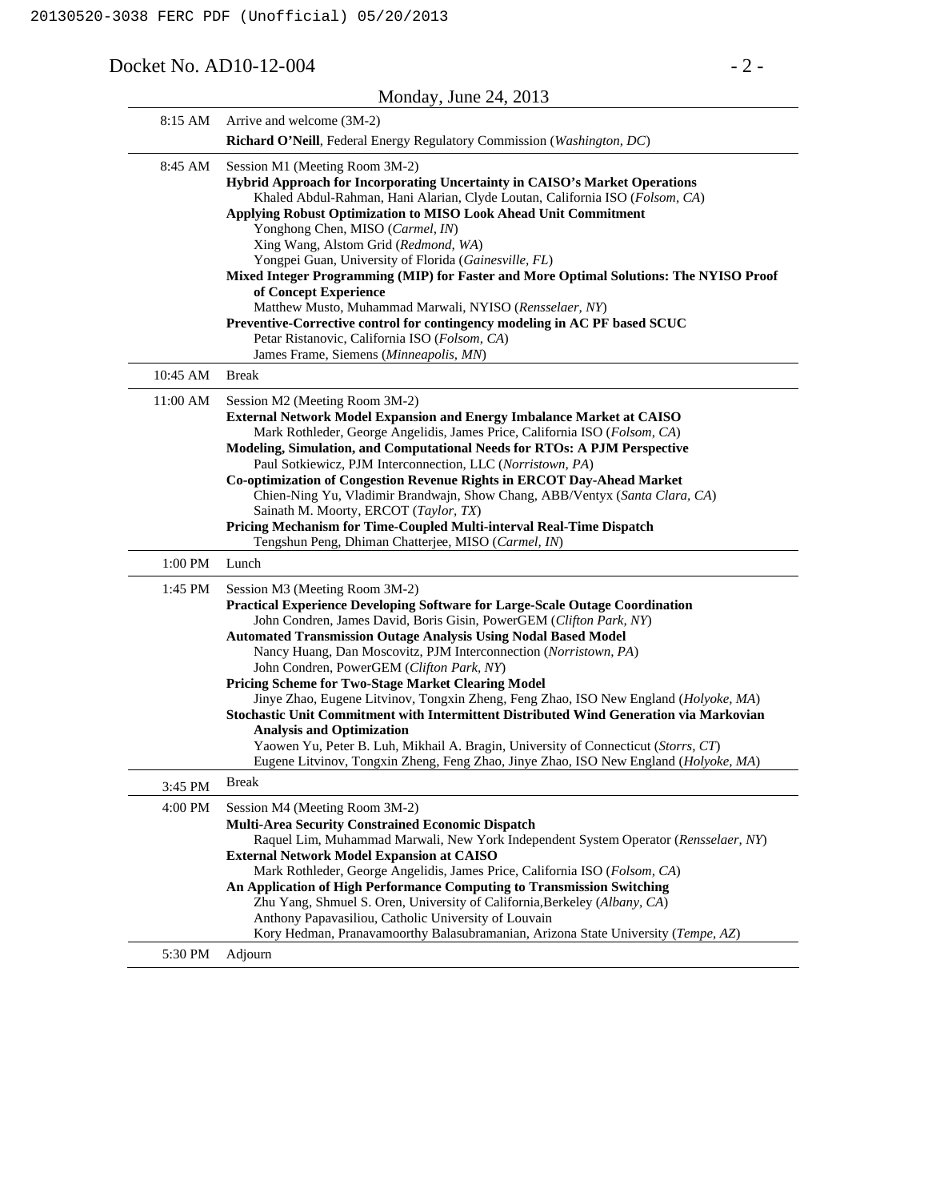Docket No. AD10-12-004

Monday, June 24, 2013

| | |
|---|---|
| 8:15 AM | Arrive and welcome (3M-2)<br>**Richard O'Neill**, Federal Energy Regulatory Commission (*Washington, DC*) |
| 8:45 AM | Session M1 (Meeting Room 3M-2)<br>**Hybrid Approach for Incorporating Uncertainty in CAISO's Market Operations**<br>Khaled Abdul-Rahman, Hani Alarian, Clyde Loutan, California ISO (*Folsom, CA*)<br>**Applying Robust Optimization to MISO Look Ahead Unit Commitment**<br>Yonghong Chen, MISO (*Carmel, IN*)<br>Xing Wang, Alstom Grid (*Redmond, WA*)<br>Yongpei Guan, University of Florida (*Gainesville, FL*)<br>**Mixed Integer Programming (MIP) for Faster and More Optimal Solutions: The NYISO Proof of Concept Experience**<br>Matthew Musto, Muhammad Marwali, NYISO (*Rensselaer, NY*)<br>**Preventive-Corrective control for contingency modeling in AC PF based SCUC**<br>Petar Ristanovic, California ISO (*Folsom, CA*)<br>James Frame, Siemens (*Minneapolis, MN*) |
| 10:45 AM | Break |
| 11:00 AM | Session M2 (Meeting Room 3M-2)<br>**External Network Model Expansion and Energy Imbalance Market at CAISO**<br>Mark Rothleder, George Angelidis, James Price, California ISO (*Folsom, CA*)<br>**Modeling, Simulation, and Computational Needs for RTOs: A PJM Perspective**<br>Paul Sotkiewicz, PJM Interconnection, LLC (*Norristown, PA*)<br>**Co-optimization of Congestion Revenue Rights in ERCOT Day-Ahead Market**<br>Chien-Ning Yu, Vladimir Brandwajn, Show Chang, ABB/Ventyx (*Santa Clara, CA*)<br>Sainath M. Moorty, ERCOT (*Taylor, TX*)<br>**Pricing Mechanism for Time-Coupled Multi-interval Real-Time Dispatch**<br>Tengshun Peng, Dhiman Chatterjee, MISO (*Carmel, IN*) |
| 1:00 PM | Lunch |
| 1:45 PM | Session M3 (Meeting Room 3M-2)<br>**Practical Experience Developing Software for Large-Scale Outage Coordination**<br>John Condren, James David, Boris Gisin, PowerGEM (*Clifton Park, NY*)<br>**Automated Transmission Outage Analysis Using Nodal Based Model**<br>Nancy Huang, Dan Moscovitz, PJM Interconnection (*Norristown, PA*)<br>John Condren, PowerGEM (*Clifton Park, NY*)<br>**Pricing Scheme for Two-Stage Market Clearing Model**<br>Jinye Zhao, Eugene Litvinov, Tongxin Zheng, Feng Zhao, ISO New England (*Holyoke, MA*)<br>**Stochastic Unit Commitment with Intermittent Distributed Wind Generation via Markovian Analysis and Optimization**<br>Yaowen Yu, Peter B. Luh, Mikhail A. Bragin, University of Connecticut (*Storrs, CT*)<br>Eugene Litvinov, Tongxin Zheng, Feng Zhao, Jinye Zhao, ISO New England (*Holyoke, MA*) |
| 3:45 PM | Break |
| 4:00 PM | Session M4 (Meeting Room 3M-2)<br>**Multi-Area Security Constrained Economic Dispatch**<br>Raquel Lim, Muhammad Marwali, New York Independent System Operator (*Rensselaer, NY*)<br>**External Network Model Expansion at CAISO**<br>Mark Rothleder, George Angelidis, James Price, California ISO (*Folsom, CA*)<br>**An Application of High Performance Computing to Transmission Switching**<br>Zhu Yang, Shmuel S. Oren, University of California,Berkeley (*Albany, CA*)<br>Anthony Papavasiliou, Catholic University of Louvain<br>Kory Hedman, Pranavamoorthy Balasubramanian, Arizona State University (*Tempe, AZ*) |
| 5:30 PM | Adjourn |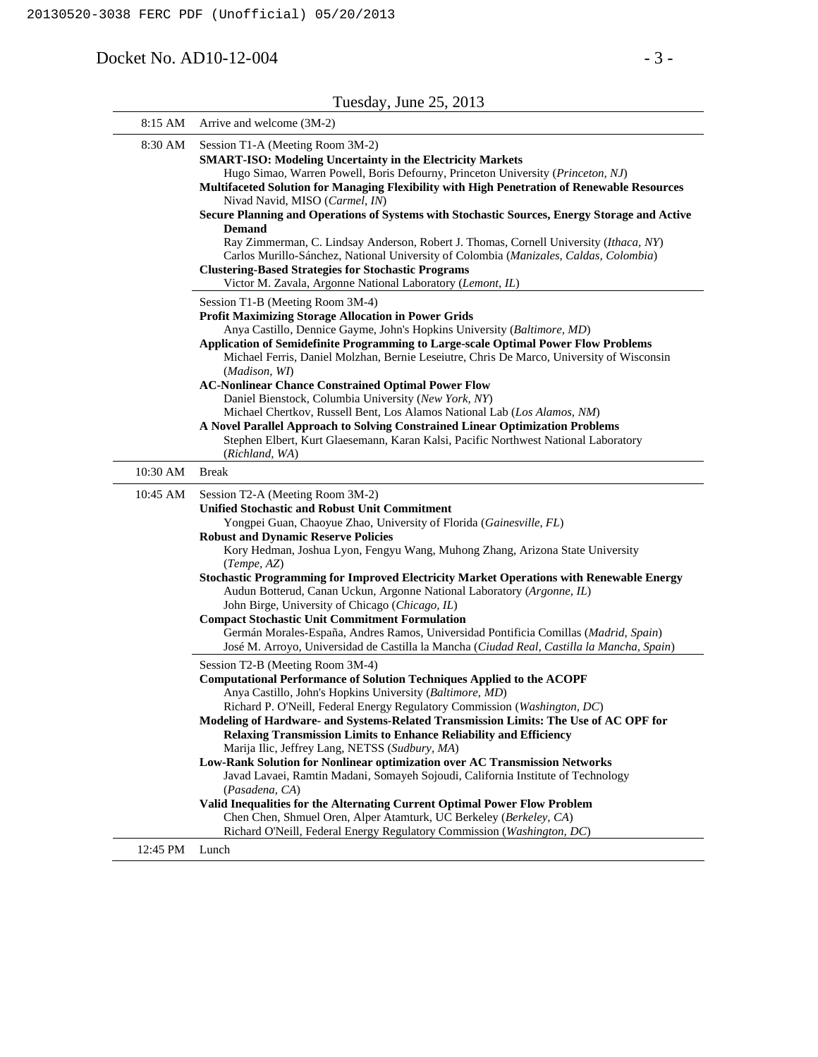Tuesday, June 25, 2013

| | |
|---|---|
| 8:15 AM | Arrive and welcome (3M-2) |
| 8:30 AM | Session T1-A (Meeting Room 3M-2)<br>**SMART-ISO: Modeling Uncertainty in the Electricity Markets**<br>Hugo Simao, Warren Powell, Boris Defourny, Princeton University (*Princeton, NJ*)<br>**Multifaceted Solution for Managing Flexibility with High Penetration of Renewable Resources**<br>Nivad Navid, MISO (*Carmel, IN*)<br>**Secure Planning and Operations of Systems with Stochastic Sources, Energy Storage and Active Demand**<br>Ray Zimmerman, C. Lindsay Anderson, Robert J. Thomas, Cornell University (*Ithaca, NY*)<br>Carlos Murillo-Sánchez, National University of Colombia (*Manizales, Caldas, Colombia*)<br>**Clustering-Based Strategies for Stochastic Programs**<br>Victor M. Zavala, Argonne National Laboratory (*Lemont, IL*) |
| | Session T1-B (Meeting Room 3M-4)<br>**Profit Maximizing Storage Allocation in Power Grids**<br>Anya Castillo, Dennice Gayme, John's Hopkins University (*Baltimore, MD*)<br>**Application of Semidefinite Programming to Large-scale Optimal Power Flow Problems**<br>Michael Ferris, Daniel Molzhan, Bernie Leseiutre, Chris De Marco, University of Wisconsin (*Madison, WI*)<br>**AC-Nonlinear Chance Constrained Optimal Power Flow**<br>Daniel Bienstock, Columbia University (*New York, NY*)<br>Michael Chertkov, Russell Bent, Los Alamos National Lab (*Los Alamos, NM*)<br>**A Novel Parallel Approach to Solving Constrained Linear Optimization Problems**<br>Stephen Elbert, Kurt Glaesemann, Karan Kalsi, Pacific Northwest National Laboratory (*Richland, WA*) |
| 10:30 AM | Break |
| 10:45 AM | Session T2-A (Meeting Room 3M-2)<br>**Unified Stochastic and Robust Unit Commitment**<br>Yongpei Guan, Chaoyue Zhao, University of Florida (*Gainesville, FL*)<br>**Robust and Dynamic Reserve Policies**<br>Kory Hedman, Joshua Lyon, Fengyu Wang, Muhong Zhang, Arizona State University (*Tempe, AZ*)<br>**Stochastic Programming for Improved Electricity Market Operations with Renewable Energy**<br>Audun Botterud, Canan Uckun, Argonne National Laboratory (*Argonne, IL*)<br>John Birge, University of Chicago (*Chicago, IL*)<br>**Compact Stochastic Unit Commitment Formulation**<br>Germán Morales-España, Andres Ramos, Universidad Pontificia Comillas (*Madrid, Spain*)<br>José M. Arroyo, Universidad de Castilla la Mancha (*Ciudad Real, Castilla la Mancha, Spain*) |
| | Session T2-B (Meeting Room 3M-4)<br>**Computational Performance of Solution Techniques Applied to the ACOPF**<br>Anya Castillo, John's Hopkins University (*Baltimore, MD*)<br>Richard P. O'Neill, Federal Energy Regulatory Commission (*Washington, DC*)<br>**Modeling of Hardware- and Systems-Related Transmission Limits: The Use of AC OPF for Relaxing Transmission Limits to Enhance Reliability and Efficiency**<br>Marija Ilic, Jeffrey Lang, NETSS (*Sudbury, MA*)<br>**Low-Rank Solution for Nonlinear optimization over AC Transmission Networks**<br>Javad Lavaei, Ramtin Madani, Somayeh Sojoudi, California Institute of Technology (*Pasadena, CA*)<br>**Valid Inequalities for the Alternating Current Optimal Power Flow Problem**<br>Chen Chen, Shmuel Oren, Alper Atamturk, UC Berkeley (*Berkeley, CA*)<br>Richard O'Neill, Federal Energy Regulatory Commission (*Washington, DC*) |
| 12:45 PM | Lunch |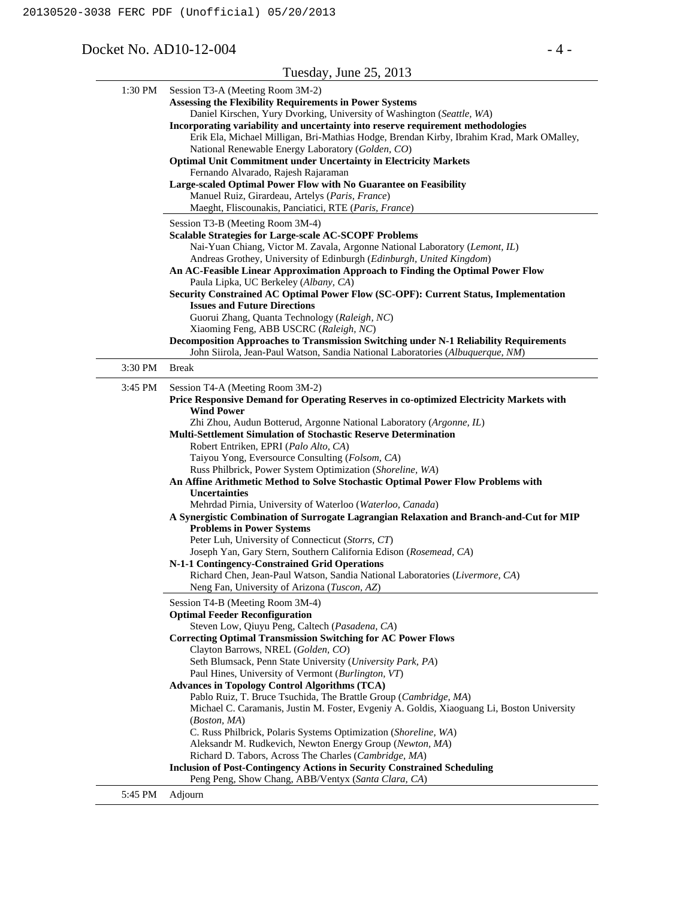Tuesday, June 25, 2013

| Time | Session |
| --- | --- |
| 1:30 PM | Session T3-A (Meeting Room 3M-2)<br>**Assessing the Flexibility Requirements in Power Systems**<br>Daniel Kirschen, Yury Dvorking, University of Washington (*Seattle, WA*)<br>**Incorporating variability and uncertainty into reserve requirement methodologies**<br>Erik Ela, Michael Milligan, Bri-Mathias Hodge, Brendan Kirby, Ibrahim Krad, Mark OMalley, National Renewable Energy Laboratory (*Golden, CO*)<br>**Optimal Unit Commitment under Uncertainty in Electricity Markets**<br>Fernando Alvarado, Rajesh Rajaraman<br>**Large-scaled Optimal Power Flow with No Guarantee on Feasibility**<br>Manuel Ruiz, Girardeau, Artelys (*Paris, France*)<br>Maeght, Fliscounakis, Panciatici, RTE (*Paris, France*) |
| | Session T3-B (Meeting Room 3M-4)<br>**Scalable Strategies for Large-scale AC-SCOPF Problems**<br>Nai-Yuan Chiang, Victor M. Zavala, Argonne National Laboratory (*Lemont, IL*)<br>Andreas Grothey, University of Edinburgh (*Edinburgh, United Kingdom*)<br>**An AC-Feasible Linear Approximation Approach to Finding the Optimal Power Flow**<br>Paula Lipka, UC Berkeley (*Albany, CA*)<br>**Security Constrained AC Optimal Power Flow (SC-OPF): Current Status, Implementation Issues and Future Directions**<br>Guorui Zhang, Quanta Technology (*Raleigh, NC*)<br>Xiaoming Feng, ABB USCRC (*Raleigh, NC*)<br>**Decomposition Approaches to Transmission Switching under N-1 Reliability Requirements**<br>John Siirola, Jean-Paul Watson, Sandia National Laboratories (*Albuquerque, NM*) |
| 3:30 PM | Break |
| 3:45 PM | Session T4-A (Meeting Room 3M-2)<br>**Price Responsive Demand for Operating Reserves in co-optimized Electricity Markets with Wind Power**<br>Zhi Zhou, Audun Botterud, Argonne National Laboratory (*Argonne, IL*)<br>**Multi-Settlement Simulation of Stochastic Reserve Determination**<br>Robert Entriken, EPRI (*Palo Alto, CA*)<br>Taiyou Yong, Eversource Consulting (*Folsom, CA*)<br>Russ Philbrick, Power System Optimization (*Shoreline, WA*)<br>**An Affine Arithmetic Method to Solve Stochastic Optimal Power Flow Problems with Uncertainties**<br>Mehrdad Pirnia, University of Waterloo (*Waterloo, Canada*)<br>**A Synergistic Combination of Surrogate Lagrangian Relaxation and Branch-and-Cut for MIP Problems in Power Systems**<br>Peter Luh, University of Connecticut (*Storrs, CT*)<br>Joseph Yan, Gary Stern, Southern California Edison (*Rosemead, CA*)<br>**N-1-1 Contingency-Constrained Grid Operations**<br>Richard Chen, Jean-Paul Watson, Sandia National Laboratories (*Livermore, CA*)<br>Neng Fan, University of Arizona (*Tuscon, AZ*) |
| | Session T4-B (Meeting Room 3M-4)<br>**Optimal Feeder Reconfiguration**<br>Steven Low, Qiuyu Peng, Caltech (*Pasadena, CA*)<br>**Correcting Optimal Transmission Switching for AC Power Flows**<br>Clayton Barrows, NREL (*Golden, CO*)<br>Seth Blumsack, Penn State University (*University Park, PA*)<br>Paul Hines, University of Vermont (*Burlington, VT*)<br>**Advances in Topology Control Algorithms (TCA)**<br>Pablo Ruiz, T. Bruce Tsuchida, The Brattle Group (*Cambridge, MA*)<br>Michael C. Caramanis, Justin M. Foster, Evgeniy A. Goldis, Xiaoguang Li, Boston University (*Boston, MA*)<br>C. Russ Philbrick, Polaris Systems Optimization (*Shoreline, WA*)<br>Aleksandr M. Rudkevich, Newton Energy Group (*Newton, MA*)<br>Richard D. Tabors, Across The Charles (*Cambridge, MA*)<br>**Inclusion of Post-Contingency Actions in Security Constrained Scheduling**<br>Peng Peng, Show Chang, ABB/Ventyx (*Santa Clara, CA*) |
| 5:45 PM | Adjourn |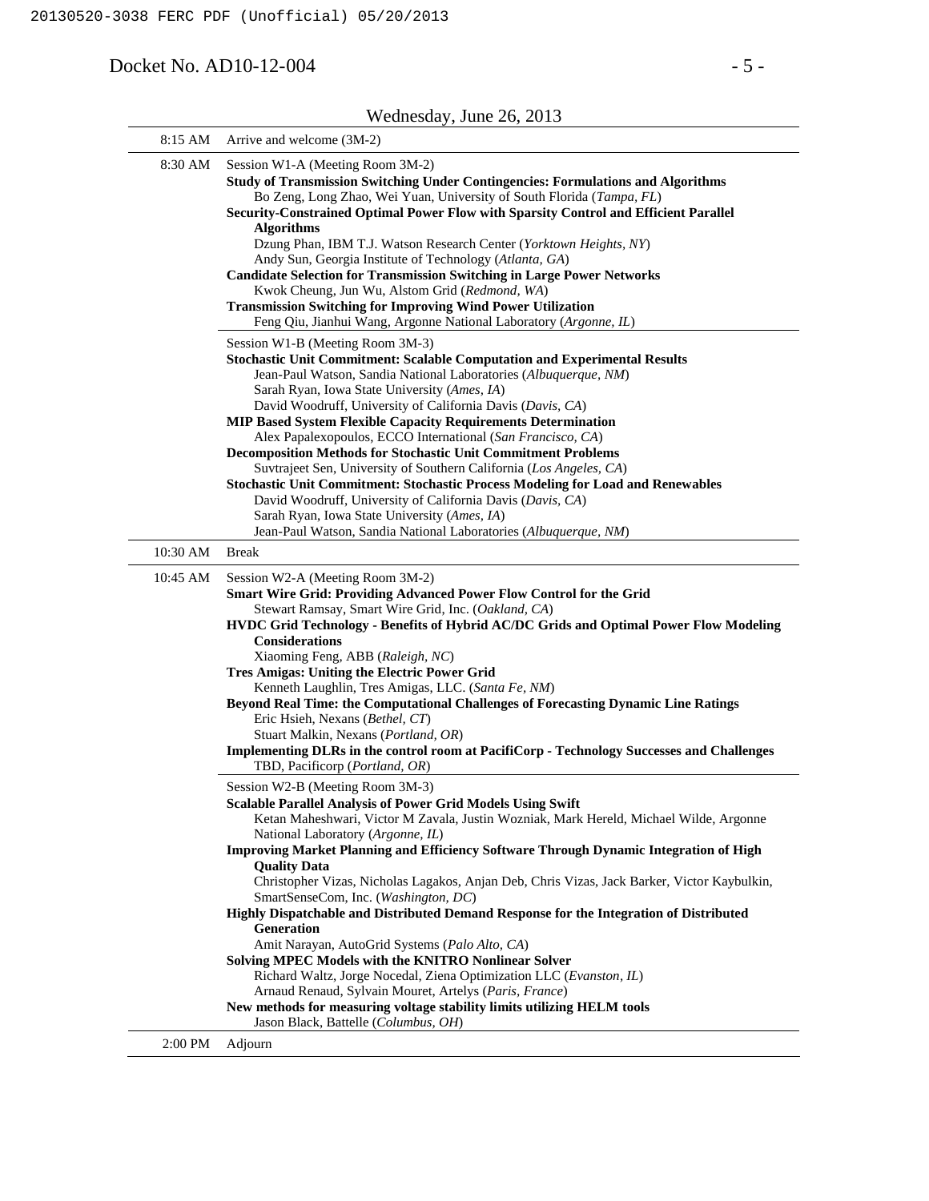Wednesday, June 26, 2013

| | |
|---|---|
| 8:15 AM | Arrive and welcome (3M-2) |
| 8:30 AM | Session W1-A (Meeting Room 3M-2)<br>**Study of Transmission Switching Under Contingencies: Formulations and Algorithms**<br>Bo Zeng, Long Zhao, Wei Yuan, University of South Florida (*Tampa, FL*)<br>**Security-Constrained Optimal Power Flow with Sparsity Control and Efficient Parallel Algorithms**<br>Dzung Phan, IBM T.J. Watson Research Center (*Yorktown Heights, NY*)<br>Andy Sun, Georgia Institute of Technology (*Atlanta, GA*)<br>**Candidate Selection for Transmission Switching in Large Power Networks**<br>Kwok Cheung, Jun Wu, Alstom Grid (*Redmond, WA*)<br>**Transmission Switching for Improving Wind Power Utilization**<br>Feng Qiu, Jianhui Wang, Argonne National Laboratory (*Argonne, IL*) |
| | Session W1-B (Meeting Room 3M-3)<br>**Stochastic Unit Commitment: Scalable Computation and Experimental Results**<br>Jean-Paul Watson, Sandia National Laboratories (*Albuquerque, NM*)<br>Sarah Ryan, Iowa State University (*Ames, IA*)<br>David Woodruff, University of California Davis (*Davis, CA*)<br>**MIP Based System Flexible Capacity Requirements Determination**<br>Alex Papalexopoulos, ECCO International (*San Francisco, CA*)<br>**Decomposition Methods for Stochastic Unit Commitment Problems**<br>Suvtrajeet Sen, University of Southern California (*Los Angeles, CA*)<br>**Stochastic Unit Commitment: Stochastic Process Modeling for Load and Renewables**<br>David Woodruff, University of California Davis (*Davis, CA*)<br>Sarah Ryan, Iowa State University (*Ames, IA*)<br>Jean-Paul Watson, Sandia National Laboratories (*Albuquerque, NM*) |
| 10:30 AM | Break |
| 10:45 AM | Session W2-A (Meeting Room 3M-2)<br>**Smart Wire Grid: Providing Advanced Power Flow Control for the Grid**<br>Stewart Ramsay, Smart Wire Grid, Inc. (*Oakland, CA*)<br>**HVDC Grid Technology - Benefits of Hybrid AC/DC Grids and Optimal Power Flow Modeling Considerations**<br>Xiaoming Feng, ABB (*Raleigh, NC*)<br>**Tres Amigas: Uniting the Electric Power Grid**<br>Kenneth Laughlin, Tres Amigas, LLC. (*Santa Fe, NM*)<br>**Beyond Real Time: the Computational Challenges of Forecasting Dynamic Line Ratings**<br>Eric Hsieh, Nexans (*Bethel, CT*)<br>Stuart Malkin, Nexans (*Portland, OR*)<br>**Implementing DLRs in the control room at PacifiCorp - Technology Successes and Challenges**<br>TBD, Pacificorp (*Portland, OR*) |
| | Session W2-B (Meeting Room 3M-3)<br>**Scalable Parallel Analysis of Power Grid Models Using Swift**<br>Ketan Maheshwari, Victor M Zavala, Justin Wozniak, Mark Hereld, Michael Wilde, Argonne National Laboratory (*Argonne, IL*)<br>**Improving Market Planning and Efficiency Software Through Dynamic Integration of High Quality Data**<br>Christopher Vizas, Nicholas Lagakos, Anjan Deb, Chris Vizas, Jack Barker, Victor Kaybulkin, SmartSenseCom, Inc. (*Washington, DC*)<br>**Highly Dispatchable and Distributed Demand Response for the Integration of Distributed Generation**<br>Amit Narayan, AutoGrid Systems (*Palo Alto, CA*)<br>**Solving MPEC Models with the KNITRO Nonlinear Solver**<br>Richard Waltz, Jorge Nocedal, Ziena Optimization LLC (*Evanston, IL*)<br>Arnaud Renaud, Sylvain Mouret, Artelys (*Paris, France*)<br>**New methods for measuring voltage stability limits utilizing HELM tools**<br>Jason Black, Battelle (*Columbus, OH*) |
| 2:00 PM | Adjourn |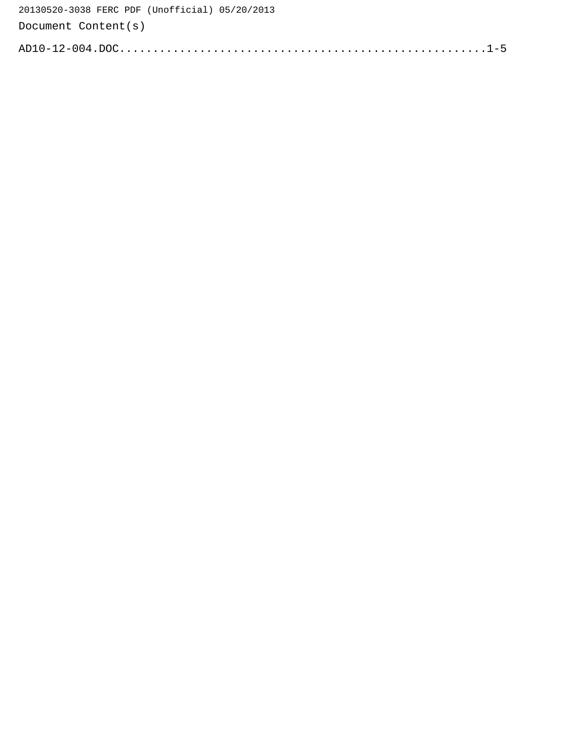Document Content(s)

AD10-12-004.DOC.....................................................1-5